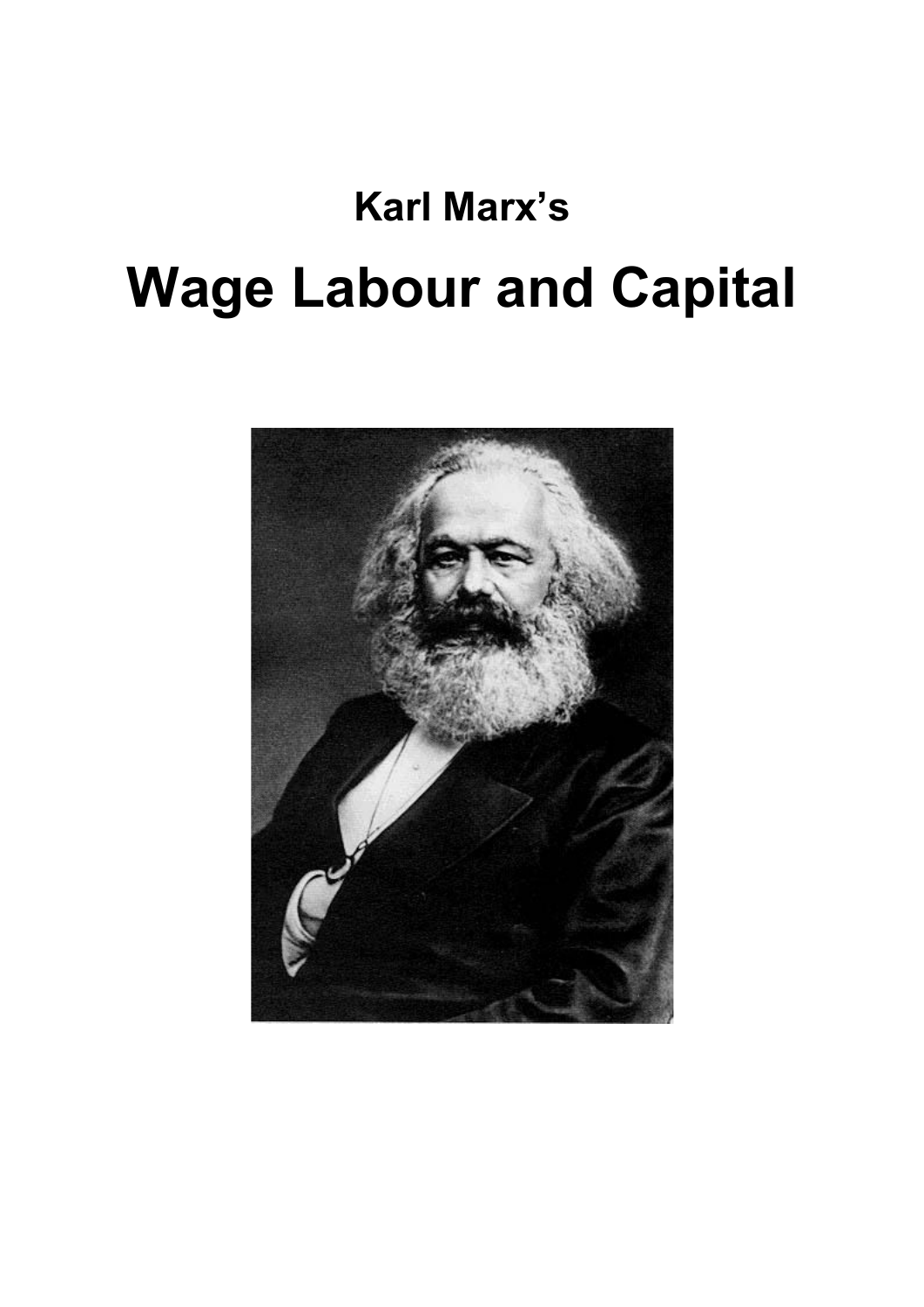**Karl Marx's**

# Wage Labour and Capital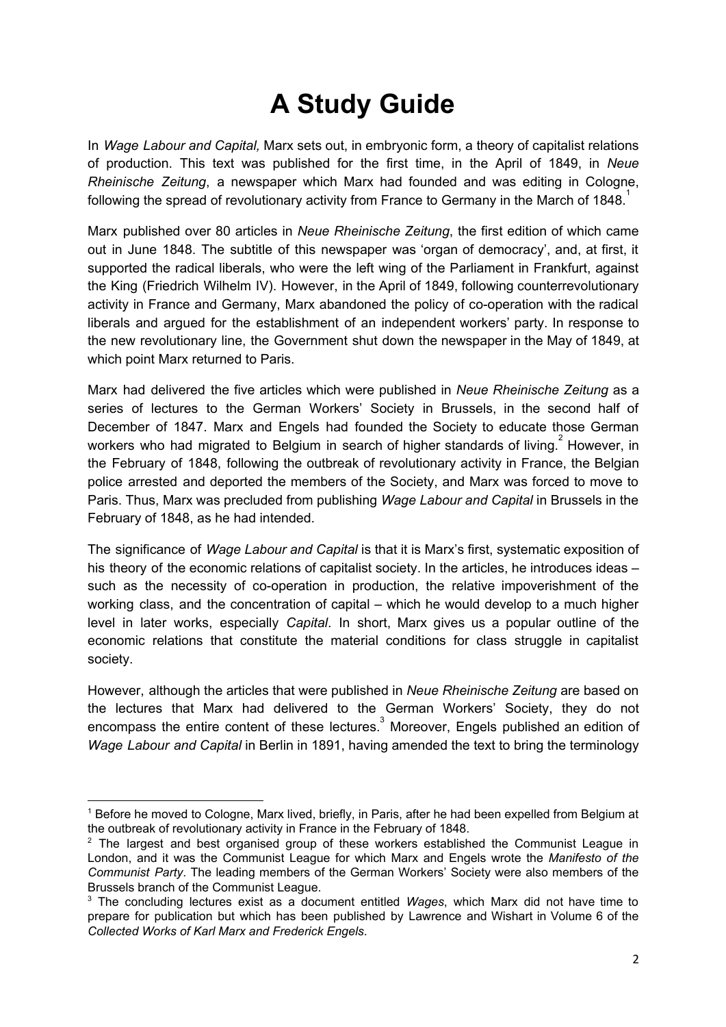# A Study Guide

In *Wage Labour and Capital,* Marx sets out, in embryonic form, a theory of capitalist relations of production. This text was published for the first time, in the April of 1849, in *Neue Rheinische Zeitung*, a newspaper which Marx had founded and was editing in Cologne, following the spread of revolutionary activity from France to Germany in the March of 1848.[1]

Marx published over 80 articles in *Neue Rheinische Zeitung*, the first edition of which came out in June 1848. The subtitle of this newspaper was 'organ of democracy', and, at first, it supported the radical liberals, who were the left wing of the Parliament in Frankfurt, against the King (Friedrich Wilhelm IV). However, in the April of 1849, following counterrevolutionary activity in France and Germany, Marx abandoned the policy of co-operation with the radical liberals and argued for the establishment of an independent workers' party. In response to the new revolutionary line, the Government shut down the newspaper in the May of 1849, at which point Marx returned to Paris.

Marx had delivered the five articles which were published in *Neue Rheinische Zeitung* as a series of lectures to the German Workers' Society in Brussels, in the second half of December of 1847. Marx and Engels had founded the Society to educate those German workers who had migrated to Belgium in search of higher standards of living.[2] However, in the February of 1848, following the outbreak of revolutionary activity in France, the Belgian police arrested and deported the members of the Society, and Marx was forced to move to Paris. Thus, Marx was precluded from publishing *Wage Labour and Capital* in Brussels in the February of 1848, as he had intended.

The significance of *Wage Labour and Capital* is that it is Marx's first, systematic exposition of his theory of the economic relations of capitalist society. In the articles, he introduces ideas – such as the necessity of co-operation in production, the relative impoverishment of the working class, and the concentration of capital – which he would develop to a much higher level in later works, especially *Capital*. In short, Marx gives us a popular outline of the economic relations that constitute the material conditions for class struggle in capitalist society.

However, although the articles that were published in *Neue Rheinische Zeitung* are based on the lectures that Marx had delivered to the German Workers' Society, they do not encompass the entire content of these lectures.[3] Moreover, Engels published an edition of *Wage Labour and Capital* in Berlin in 1891, having amended the text to bring the terminology

---

[1] Before he moved to Cologne, Marx lived, briefly, in Paris, after he had been expelled from Belgium at the outbreak of revolutionary activity in France in the February of 1848.

[2] The largest and best organised group of these workers established the Communist League in London, and it was the Communist League for which Marx and Engels wrote the *Manifesto of the Communist Party*. The leading members of the German Workers' Society were also members of the Brussels branch of the Communist League.

[3] The concluding lectures exist as a document entitled *Wages*, which Marx did not have time to prepare for publication but which has been published by Lawrence and Wishart in Volume 6 of the *Collected Works of Karl Marx and Frederick Engels*.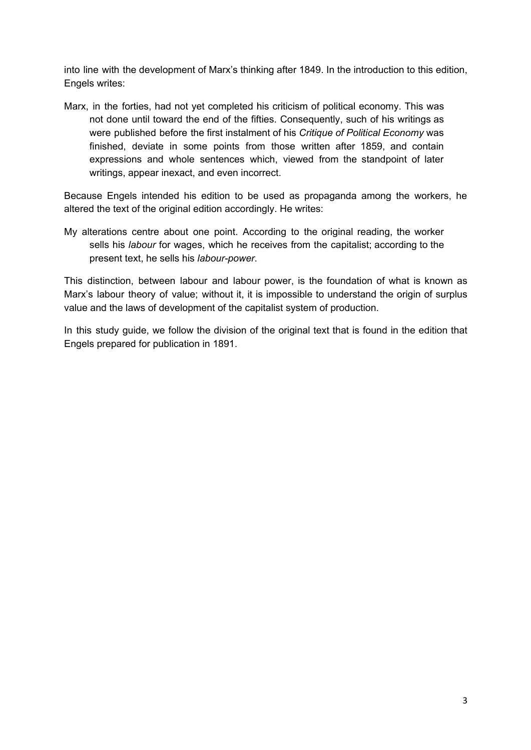into line with the development of Marx's thinking after 1849. In the introduction to this edition, Engels writes:

> Marx, in the forties, had not yet completed his criticism of political economy. This was not done until toward the end of the fifties. Consequently, such of his writings as were published before the first instalment of his *Critique of Political Economy* was finished, deviate in some points from those written after 1859, and contain expressions and whole sentences which, viewed from the standpoint of later writings, appear inexact, and even incorrect.

Because Engels intended his edition to be used as propaganda among the workers, he altered the text of the original edition accordingly. He writes:

> My alterations centre about one point. According to the original reading, the worker sells his *labour* for wages, which he receives from the capitalist; according to the present text, he sells his *labour-power*.

This distinction, between labour and labour power, is the foundation of what is known as Marx's labour theory of value; without it, it is impossible to understand the origin of surplus value and the laws of development of the capitalist system of production.

In this study guide, we follow the division of the original text that is found in the edition that Engels prepared for publication in 1891.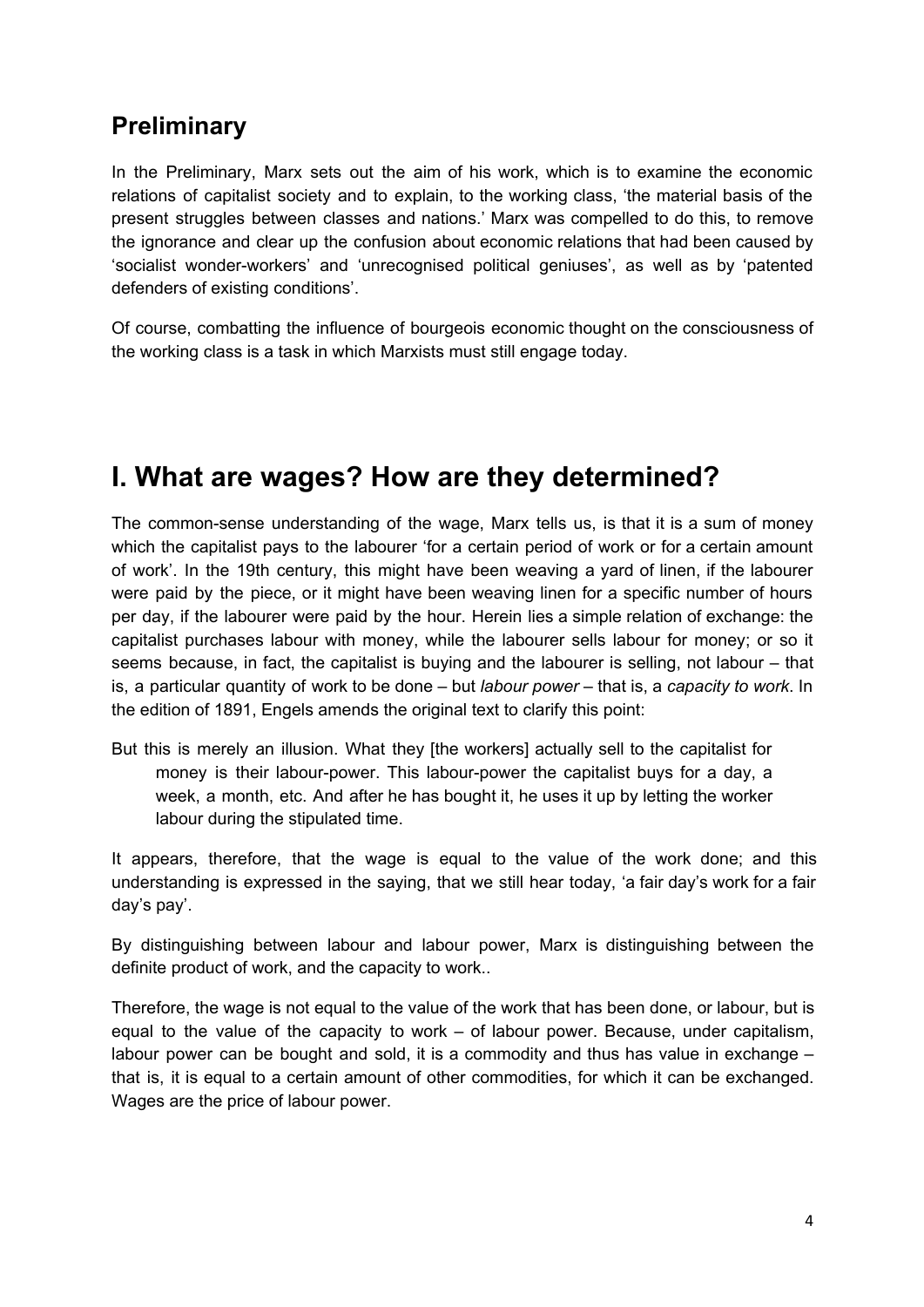## Preliminary

In the Preliminary, Marx sets out the aim of his work, which is to examine the economic relations of capitalist society and to explain, to the working class, 'the material basis of the present struggles between classes and nations.' Marx was compelled to do this, to remove the ignorance and clear up the confusion about economic relations that had been caused by 'socialist wonder-workers' and 'unrecognised political geniuses', as well as by 'patented defenders of existing conditions'.

Of course, combatting the influence of bourgeois economic thought on the consciousness of the working class is a task in which Marxists must still engage today.

# I. What are wages? How are they determined?

The common-sense understanding of the wage, Marx tells us, is that it is a sum of money which the capitalist pays to the labourer 'for a certain period of work or for a certain amount of work'. In the 19th century, this might have been weaving a yard of linen, if the labourer were paid by the piece, or it might have been weaving linen for a specific number of hours per day, if the labourer were paid by the hour. Herein lies a simple relation of exchange: the capitalist purchases labour with money, while the labourer sells labour for money; or so it seems because, in fact, the capitalist is buying and the labourer is selling, not labour – that is, a particular quantity of work to be done – but *labour power* – that is, a *capacity to work*. In the edition of 1891, Engels amends the original text to clarify this point:

> But this is merely an illusion. What they [the workers] actually sell to the capitalist for money is their labour-power. This labour-power the capitalist buys for a day, a week, a month, etc. And after he has bought it, he uses it up by letting the worker labour during the stipulated time.

It appears, therefore, that the wage is equal to the value of the work done; and this understanding is expressed in the saying, that we still hear today, 'a fair day's work for a fair day's pay'.

By distinguishing between labour and labour power, Marx is distinguishing between the definite product of work, and the capacity to work..

Therefore, the wage is not equal to the value of the work that has been done, or labour, but is equal to the value of the capacity to work – of labour power. Because, under capitalism, labour power can be bought and sold, it is a commodity and thus has value in exchange – that is, it is equal to a certain amount of other commodities, for which it can be exchanged. Wages are the price of labour power.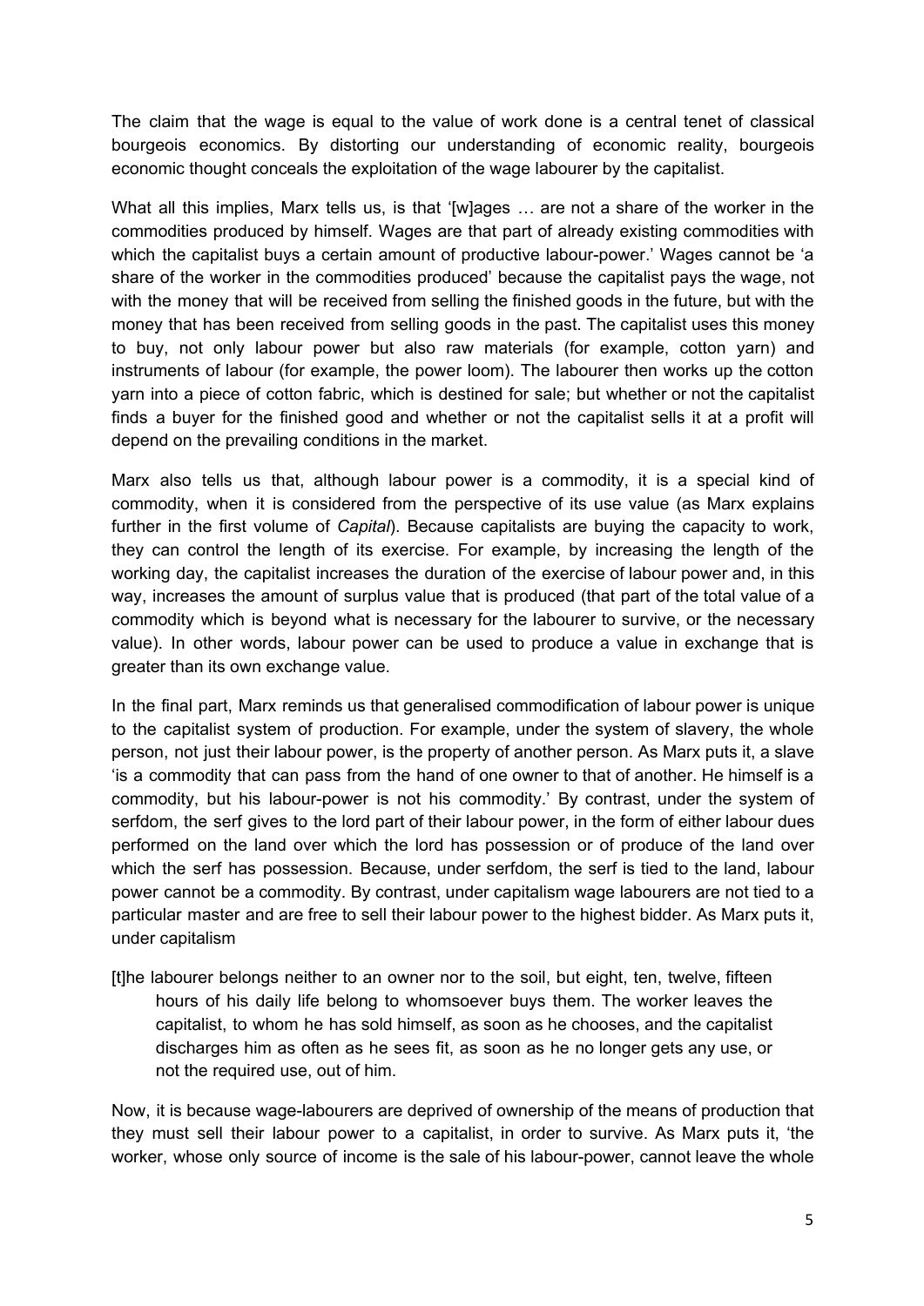The claim that the wage is equal to the value of work done is a central tenet of classical bourgeois economics. By distorting our understanding of economic reality, bourgeois economic thought conceals the exploitation of the wage labourer by the capitalist.

What all this implies, Marx tells us, is that '[w]ages … are not a share of the worker in the commodities produced by himself. Wages are that part of already existing commodities with which the capitalist buys a certain amount of productive labour-power.' Wages cannot be 'a share of the worker in the commodities produced' because the capitalist pays the wage, not with the money that will be received from selling the finished goods in the future, but with the money that has been received from selling goods in the past. The capitalist uses this money to buy, not only labour power but also raw materials (for example, cotton yarn) and instruments of labour (for example, the power loom). The labourer then works up the cotton yarn into a piece of cotton fabric, which is destined for sale; but whether or not the capitalist finds a buyer for the finished good and whether or not the capitalist sells it at a profit will depend on the prevailing conditions in the market.

Marx also tells us that, although labour power is a commodity, it is a special kind of commodity, when it is considered from the perspective of its use value (as Marx explains further in the first volume of *Capital*). Because capitalists are buying the capacity to work, they can control the length of its exercise. For example, by increasing the length of the working day, the capitalist increases the duration of the exercise of labour power and, in this way, increases the amount of surplus value that is produced (that part of the total value of a commodity which is beyond what is necessary for the labourer to survive, or the necessary value). In other words, labour power can be used to produce a value in exchange that is greater than its own exchange value.

In the final part, Marx reminds us that generalised commodification of labour power is unique to the capitalist system of production. For example, under the system of slavery, the whole person, not just their labour power, is the property of another person. As Marx puts it, a slave 'is a commodity that can pass from the hand of one owner to that of another. He himself is a commodity, but his labour-power is not his commodity.' By contrast, under the system of serfdom, the serf gives to the lord part of their labour power, in the form of either labour dues performed on the land over which the lord has possession or of produce of the land over which the serf has possession. Because, under serfdom, the serf is tied to the land, labour power cannot be a commodity. By contrast, under capitalism wage labourers are not tied to a particular master and are free to sell their labour power to the highest bidder. As Marx puts it, under capitalism

> [t]he labourer belongs neither to an owner nor to the soil, but eight, ten, twelve, fifteen hours of his daily life belong to whomsoever buys them. The worker leaves the capitalist, to whom he has sold himself, as soon as he chooses, and the capitalist discharges him as often as he sees fit, as soon as he no longer gets any use, or not the required use, out of him.

Now, it is because wage-labourers are deprived of ownership of the means of production that they must sell their labour power to a capitalist, in order to survive. As Marx puts it, 'the worker, whose only source of income is the sale of his labour-power, cannot leave the whole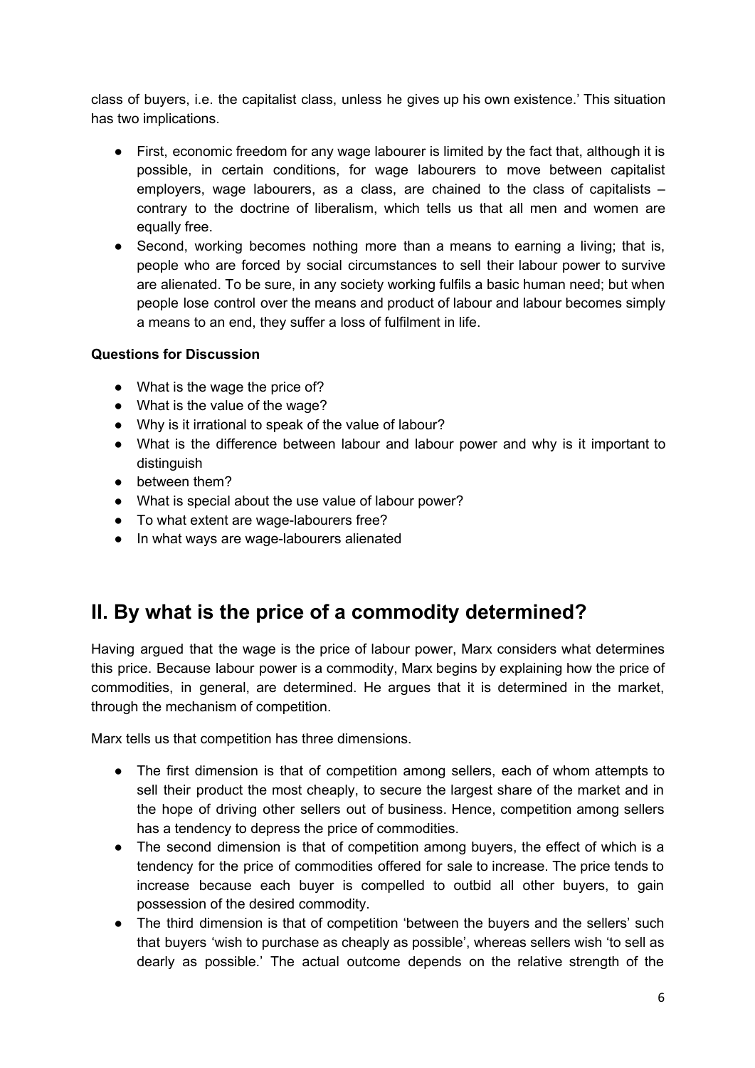class of buyers, i.e. the capitalist class, unless he gives up his own existence.' This situation has two implications.

- First, economic freedom for any wage labourer is limited by the fact that, although it is possible, in certain conditions, for wage labourers to move between capitalist employers, wage labourers, as a class, are chained to the class of capitalists – contrary to the doctrine of liberalism, which tells us that all men and women are equally free.
- Second, working becomes nothing more than a means to earning a living; that is, people who are forced by social circumstances to sell their labour power to survive are alienated. To be sure, in any society working fulfils a basic human need; but when people lose control over the means and product of labour and labour becomes simply a means to an end, they suffer a loss of fulfilment in life.

**Questions for Discussion**

- What is the wage the price of?
- What is the value of the wage?
- Why is it irrational to speak of the value of labour?
- What is the difference between labour and labour power and why is it important to distinguish
- between them?
- What is special about the use value of labour power?
- To what extent are wage-labourers free?
- In what ways are wage-labourers alienated

## II. By what is the price of a commodity determined?

Having argued that the wage is the price of labour power, Marx considers what determines this price. Because labour power is a commodity, Marx begins by explaining how the price of commodities, in general, are determined. He argues that it is determined in the market, through the mechanism of competition.

Marx tells us that competition has three dimensions.

- The first dimension is that of competition among sellers, each of whom attempts to sell their product the most cheaply, to secure the largest share of the market and in the hope of driving other sellers out of business. Hence, competition among sellers has a tendency to depress the price of commodities.
- The second dimension is that of competition among buyers, the effect of which is a tendency for the price of commodities offered for sale to increase. The price tends to increase because each buyer is compelled to outbid all other buyers, to gain possession of the desired commodity.
- The third dimension is that of competition 'between the buyers and the sellers' such that buyers 'wish to purchase as cheaply as possible', whereas sellers wish 'to sell as dearly as possible.' The actual outcome depends on the relative strength of the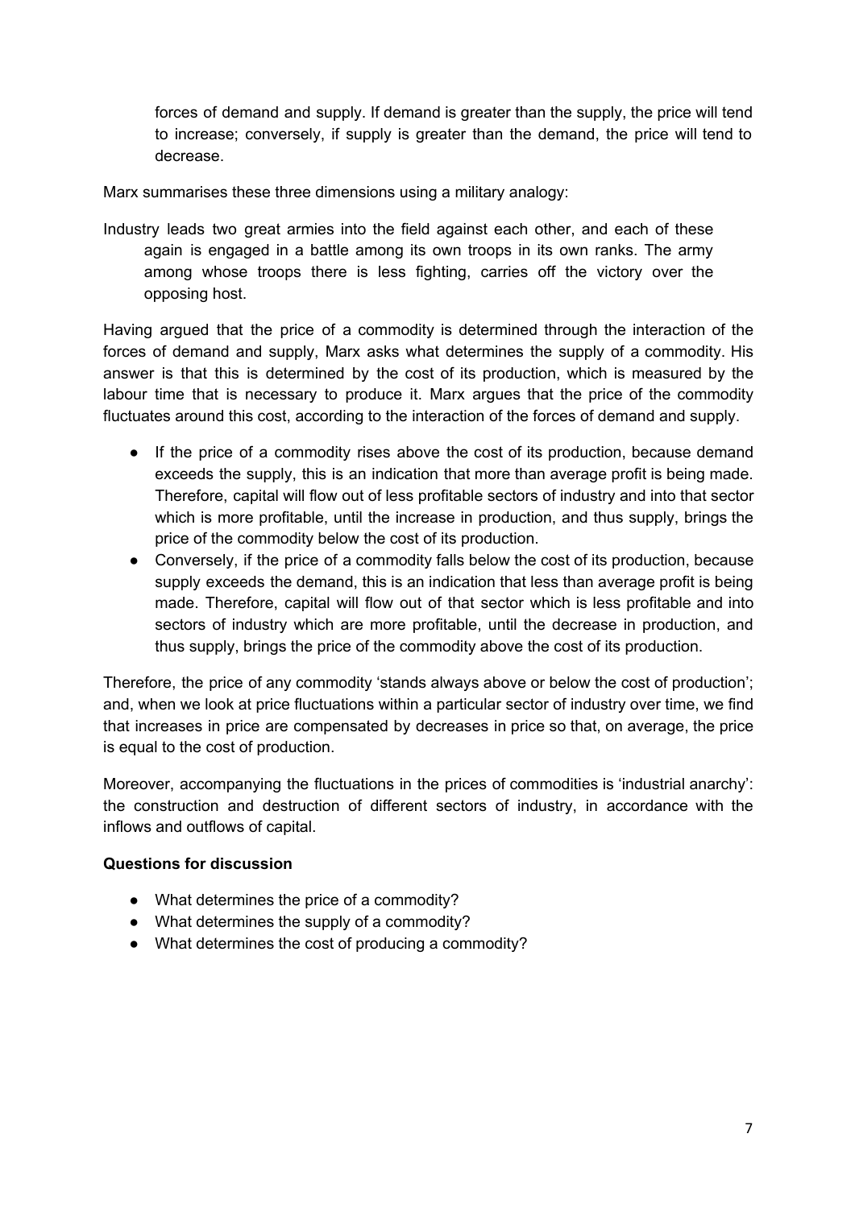forces of demand and supply. If demand is greater than the supply, the price will tend to increase; conversely, if supply is greater than the demand, the price will tend to decrease.

Marx summarises these three dimensions using a military analogy:

> Industry leads two great armies into the field against each other, and each of these again is engaged in a battle among its own troops in its own ranks. The army among whose troops there is less fighting, carries off the victory over the opposing host.

Having argued that the price of a commodity is determined through the interaction of the forces of demand and supply, Marx asks what determines the supply of a commodity. His answer is that this is determined by the cost of its production, which is measured by the labour time that is necessary to produce it. Marx argues that the price of the commodity fluctuates around this cost, according to the interaction of the forces of demand and supply.

- If the price of a commodity rises above the cost of its production, because demand exceeds the supply, this is an indication that more than average profit is being made. Therefore, capital will flow out of less profitable sectors of industry and into that sector which is more profitable, until the increase in production, and thus supply, brings the price of the commodity below the cost of its production.
- Conversely, if the price of a commodity falls below the cost of its production, because supply exceeds the demand, this is an indication that less than average profit is being made. Therefore, capital will flow out of that sector which is less profitable and into sectors of industry which are more profitable, until the decrease in production, and thus supply, brings the price of the commodity above the cost of its production.

Therefore, the price of any commodity 'stands always above or below the cost of production'; and, when we look at price fluctuations within a particular sector of industry over time, we find that increases in price are compensated by decreases in price so that, on average, the price is equal to the cost of production.

Moreover, accompanying the fluctuations in the prices of commodities is 'industrial anarchy': the construction and destruction of different sectors of industry, in accordance with the inflows and outflows of capital.

**Questions for discussion**

- What determines the price of a commodity?
- What determines the supply of a commodity?
- What determines the cost of producing a commodity?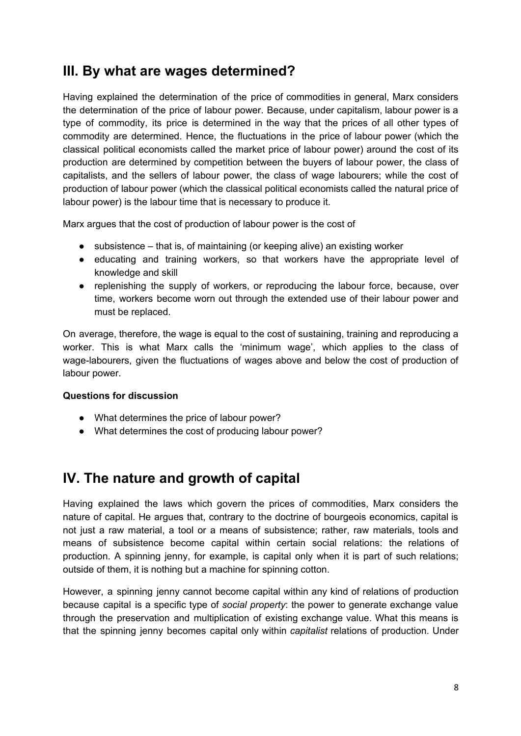## III. By what are wages determined?

Having explained the determination of the price of commodities in general, Marx considers the determination of the price of labour power. Because, under capitalism, labour power is a type of commodity, its price is determined in the way that the prices of all other types of commodity are determined. Hence, the fluctuations in the price of labour power (which the classical political economists called the market price of labour power) around the cost of its production are determined by competition between the buyers of labour power, the class of capitalists, and the sellers of labour power, the class of wage labourers; while the cost of production of labour power (which the classical political economists called the natural price of labour power) is the labour time that is necessary to produce it.

Marx argues that the cost of production of labour power is the cost of

- subsistence – that is, of maintaining (or keeping alive) an existing worker
- educating and training workers, so that workers have the appropriate level of knowledge and skill
- replenishing the supply of workers, or reproducing the labour force, because, over time, workers become worn out through the extended use of their labour power and must be replaced.

On average, therefore, the wage is equal to the cost of sustaining, training and reproducing a worker. This is what Marx calls the 'minimum wage', which applies to the class of wage-labourers, given the fluctuations of wages above and below the cost of production of labour power.

**Questions for discussion**

- What determines the price of labour power?
- What determines the cost of producing labour power?

## IV. The nature and growth of capital

Having explained the laws which govern the prices of commodities, Marx considers the nature of capital. He argues that, contrary to the doctrine of bourgeois economics, capital is not just a raw material, a tool or a means of subsistence; rather, raw materials, tools and means of subsistence become capital within certain social relations: the relations of production. A spinning jenny, for example, is capital only when it is part of such relations; outside of them, it is nothing but a machine for spinning cotton.

However, a spinning jenny cannot become capital within any kind of relations of production because capital is a specific type of *social property*: the power to generate exchange value through the preservation and multiplication of existing exchange value. What this means is that the spinning jenny becomes capital only within *capitalist* relations of production. Under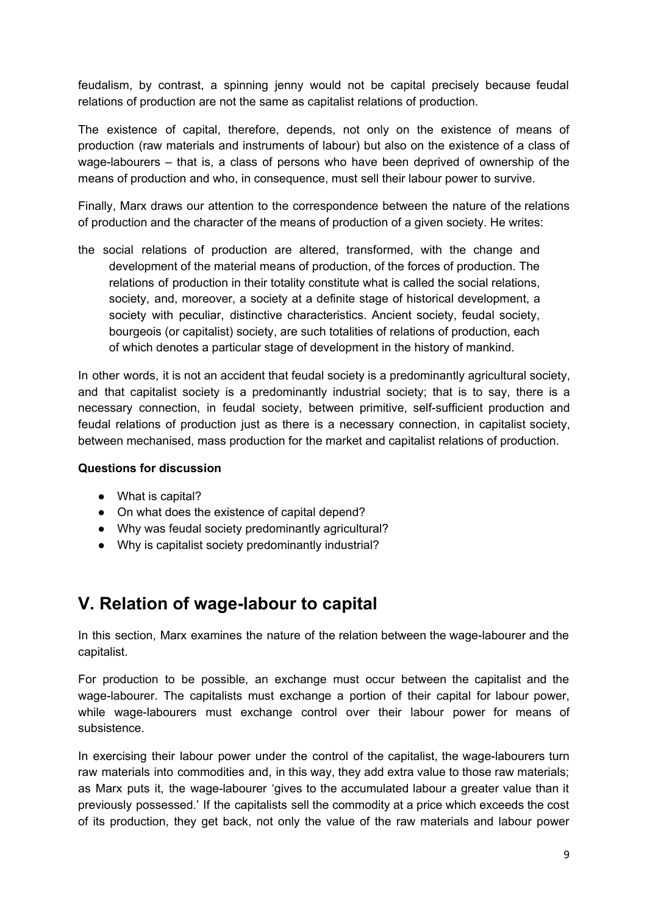feudalism, by contrast, a spinning jenny would not be capital precisely because feudal relations of production are not the same as capitalist relations of production.

The existence of capital, therefore, depends, not only on the existence of means of production (raw materials and instruments of labour) but also on the existence of a class of wage-labourers – that is, a class of persons who have been deprived of ownership of the means of production and who, in consequence, must sell their labour power to survive.

Finally, Marx draws our attention to the correspondence between the nature of the relations of production and the character of the means of production of a given society. He writes:

> the social relations of production are altered, transformed, with the change and development of the material means of production, of the forces of production. The relations of production in their totality constitute what is called the social relations, society, and, moreover, a society at a definite stage of historical development, a society with peculiar, distinctive characteristics. Ancient society, feudal society, bourgeois (or capitalist) society, are such totalities of relations of production, each of which denotes a particular stage of development in the history of mankind.

In other words, it is not an accident that feudal society is a predominantly agricultural society, and that capitalist society is a predominantly industrial society; that is to say, there is a necessary connection, in feudal society, between primitive, self-sufficient production and feudal relations of production just as there is a necessary connection, in capitalist society, between mechanised, mass production for the market and capitalist relations of production.

**Questions for discussion**

- What is capital?
- On what does the existence of capital depend?
- Why was feudal society predominantly agricultural?
- Why is capitalist society predominantly industrial?

## V. Relation of wage-labour to capital

In this section, Marx examines the nature of the relation between the wage-labourer and the capitalist.

For production to be possible, an exchange must occur between the capitalist and the wage-labourer. The capitalists must exchange a portion of their capital for labour power, while wage-labourers must exchange control over their labour power for means of subsistence.

In exercising their labour power under the control of the capitalist, the wage-labourers turn raw materials into commodities and, in this way, they add extra value to those raw materials; as Marx puts it, the wage-labourer 'gives to the accumulated labour a greater value than it previously possessed.' If the capitalists sell the commodity at a price which exceeds the cost of its production, they get back, not only the value of the raw materials and labour power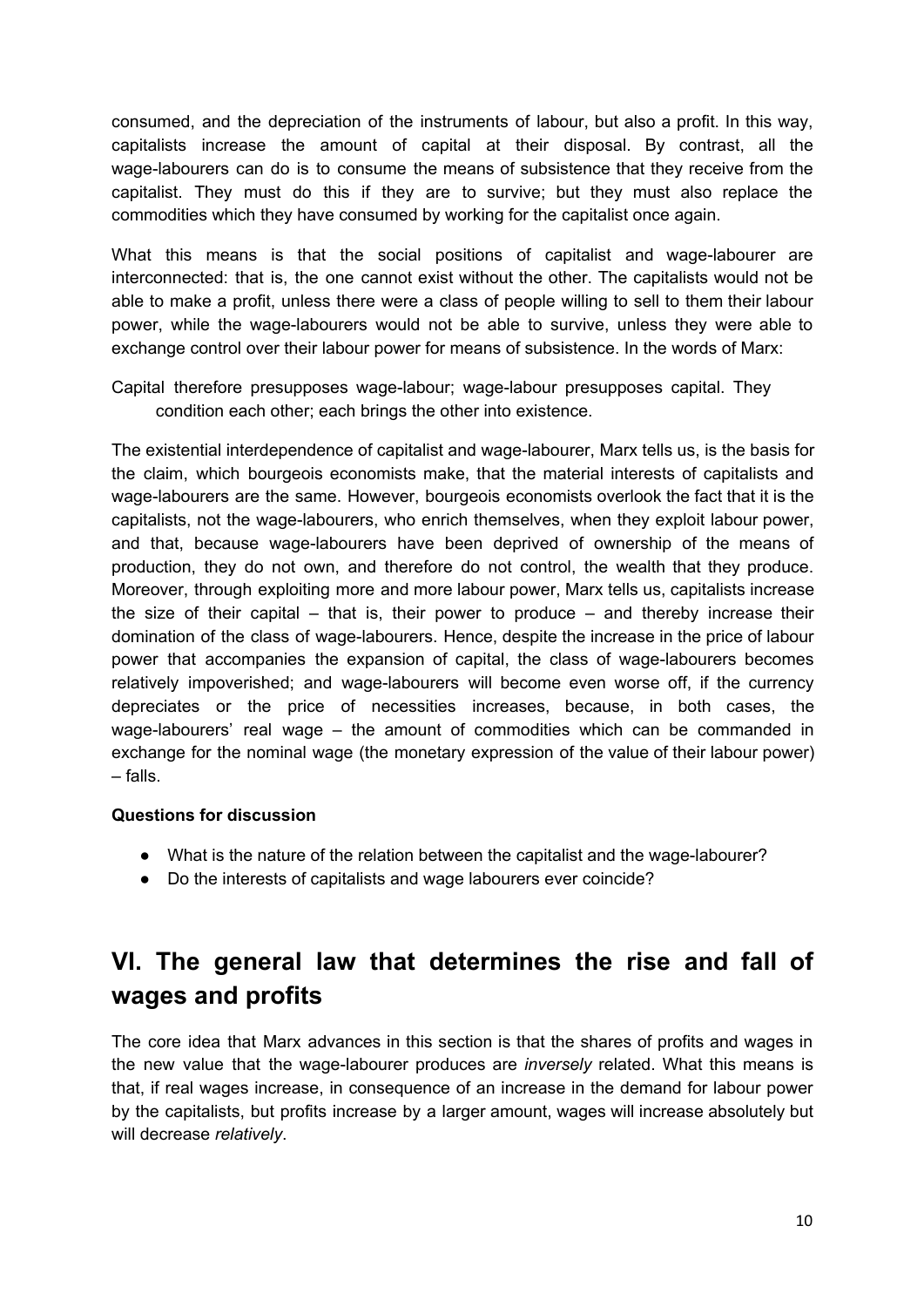consumed, and the depreciation of the instruments of labour, but also a profit. In this way, capitalists increase the amount of capital at their disposal. By contrast, all the wage-labourers can do is to consume the means of subsistence that they receive from the capitalist. They must do this if they are to survive; but they must also replace the commodities which they have consumed by working for the capitalist once again.

What this means is that the social positions of capitalist and wage-labourer are interconnected: that is, the one cannot exist without the other. The capitalists would not be able to make a profit, unless there were a class of people willing to sell to them their labour power, while the wage-labourers would not be able to survive, unless they were able to exchange control over their labour power for means of subsistence. In the words of Marx:

> Capital therefore presupposes wage-labour; wage-labour presupposes capital. They condition each other; each brings the other into existence.

The existential interdependence of capitalist and wage-labourer, Marx tells us, is the basis for the claim, which bourgeois economists make, that the material interests of capitalists and wage-labourers are the same. However, bourgeois economists overlook the fact that it is the capitalists, not the wage-labourers, who enrich themselves, when they exploit labour power, and that, because wage-labourers have been deprived of ownership of the means of production, they do not own, and therefore do not control, the wealth that they produce. Moreover, through exploiting more and more labour power, Marx tells us, capitalists increase the size of their capital – that is, their power to produce – and thereby increase their domination of the class of wage-labourers. Hence, despite the increase in the price of labour power that accompanies the expansion of capital, the class of wage-labourers becomes relatively impoverished; and wage-labourers will become even worse off, if the currency depreciates or the price of necessities increases, because, in both cases, the wage-labourers' real wage – the amount of commodities which can be commanded in exchange for the nominal wage (the monetary expression of the value of their labour power) – falls.

**Questions for discussion**

- What is the nature of the relation between the capitalist and the wage-labourer?
- Do the interests of capitalists and wage labourers ever coincide?

## VI. The general law that determines the rise and fall of wages and profits

The core idea that Marx advances in this section is that the shares of profits and wages in the new value that the wage-labourer produces are *inversely* related. What this means is that, if real wages increase, in consequence of an increase in the demand for labour power by the capitalists, but profits increase by a larger amount, wages will increase absolutely but will decrease *relatively*.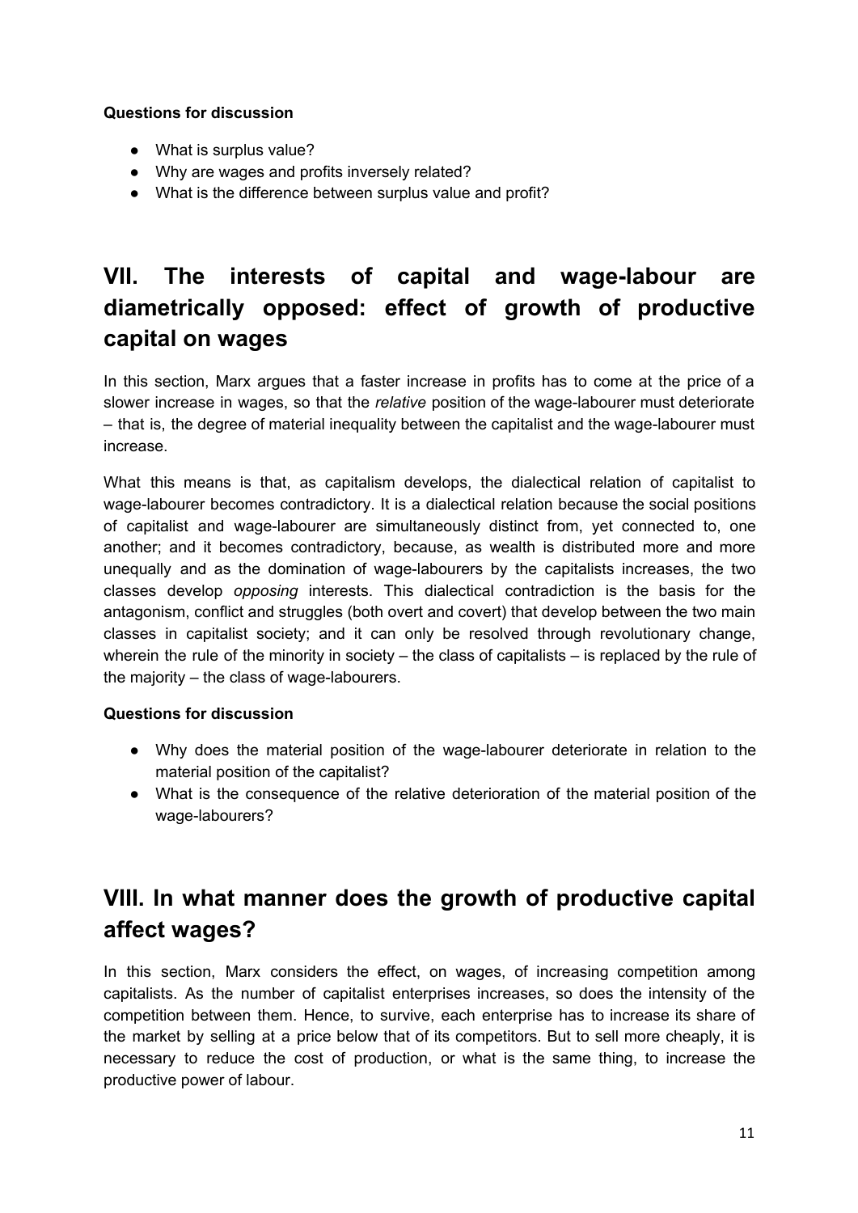**Questions for discussion**

- What is surplus value?
- Why are wages and profits inversely related?
- What is the difference between surplus value and profit?

## VII. The interests of capital and wage-labour are diametrically opposed: effect of growth of productive capital on wages

In this section, Marx argues that a faster increase in profits has to come at the price of a slower increase in wages, so that the *relative* position of the wage-labourer must deteriorate – that is, the degree of material inequality between the capitalist and the wage-labourer must increase.

What this means is that, as capitalism develops, the dialectical relation of capitalist to wage-labourer becomes contradictory. It is a dialectical relation because the social positions of capitalist and wage-labourer are simultaneously distinct from, yet connected to, one another; and it becomes contradictory, because, as wealth is distributed more and more unequally and as the domination of wage-labourers by the capitalists increases, the two classes develop *opposing* interests. This dialectical contradiction is the basis for the antagonism, conflict and struggles (both overt and covert) that develop between the two main classes in capitalist society; and it can only be resolved through revolutionary change, wherein the rule of the minority in society – the class of capitalists – is replaced by the rule of the majority – the class of wage-labourers.

**Questions for discussion**

- Why does the material position of the wage-labourer deteriorate in relation to the material position of the capitalist?
- What is the consequence of the relative deterioration of the material position of the wage-labourers?

## VIII. In what manner does the growth of productive capital affect wages?

In this section, Marx considers the effect, on wages, of increasing competition among capitalists. As the number of capitalist enterprises increases, so does the intensity of the competition between them. Hence, to survive, each enterprise has to increase its share of the market by selling at a price below that of its competitors. But to sell more cheaply, it is necessary to reduce the cost of production, or what is the same thing, to increase the productive power of labour.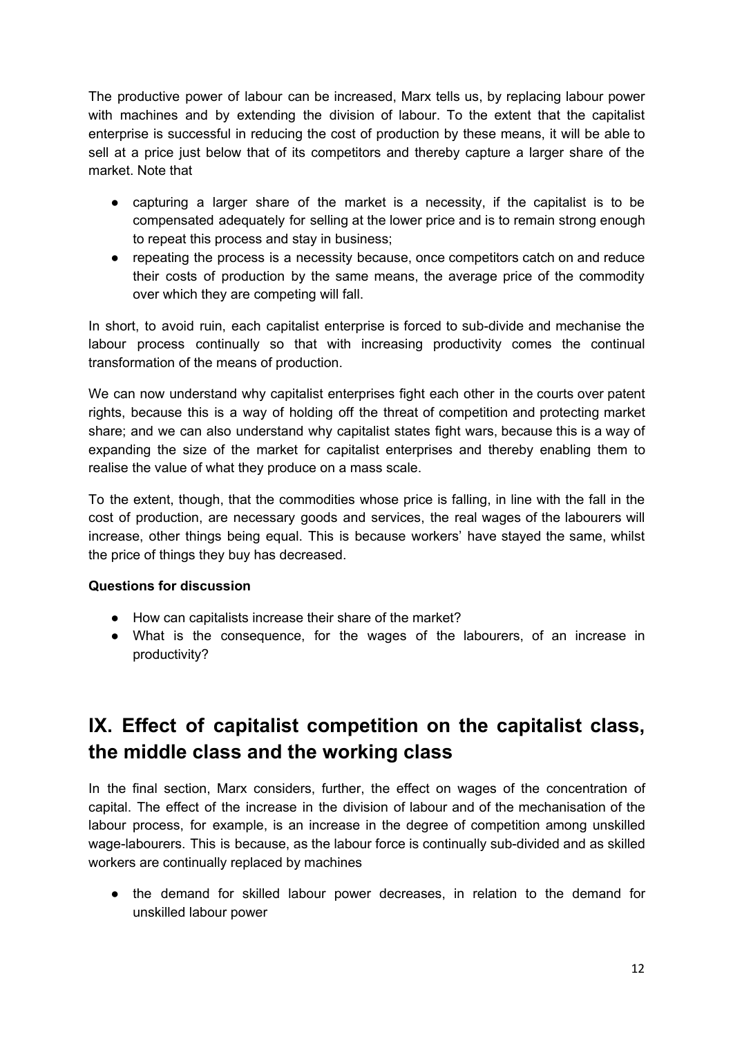The productive power of labour can be increased, Marx tells us, by replacing labour power with machines and by extending the division of labour. To the extent that the capitalist enterprise is successful in reducing the cost of production by these means, it will be able to sell at a price just below that of its competitors and thereby capture a larger share of the market. Note that

- capturing a larger share of the market is a necessity, if the capitalist is to be compensated adequately for selling at the lower price and is to remain strong enough to repeat this process and stay in business;
- repeating the process is a necessity because, once competitors catch on and reduce their costs of production by the same means, the average price of the commodity over which they are competing will fall.

In short, to avoid ruin, each capitalist enterprise is forced to sub-divide and mechanise the labour process continually so that with increasing productivity comes the continual transformation of the means of production.

We can now understand why capitalist enterprises fight each other in the courts over patent rights, because this is a way of holding off the threat of competition and protecting market share; and we can also understand why capitalist states fight wars, because this is a way of expanding the size of the market for capitalist enterprises and thereby enabling them to realise the value of what they produce on a mass scale.

To the extent, though, that the commodities whose price is falling, in line with the fall in the cost of production, are necessary goods and services, the real wages of the labourers will increase, other things being equal. This is because workers' have stayed the same, whilst the price of things they buy has decreased.

**Questions for discussion**

- How can capitalists increase their share of the market?
- What is the consequence, for the wages of the labourers, of an increase in productivity?

## IX. Effect of capitalist competition on the capitalist class, the middle class and the working class

In the final section, Marx considers, further, the effect on wages of the concentration of capital. The effect of the increase in the division of labour and of the mechanisation of the labour process, for example, is an increase in the degree of competition among unskilled wage-labourers. This is because, as the labour force is continually sub-divided and as skilled workers are continually replaced by machines

- the demand for skilled labour power decreases, in relation to the demand for unskilled labour power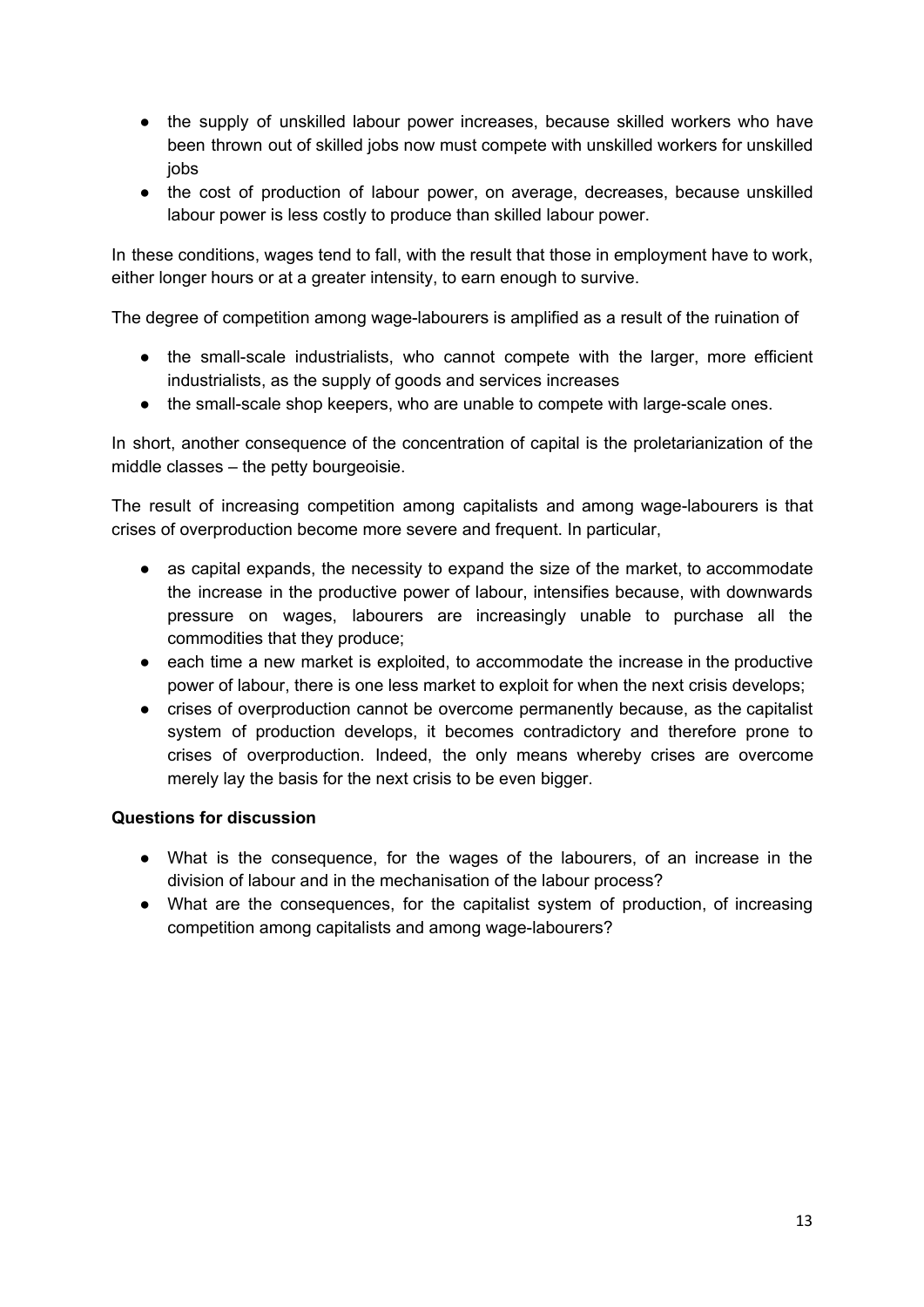- the supply of unskilled labour power increases, because skilled workers who have been thrown out of skilled jobs now must compete with unskilled workers for unskilled jobs
- the cost of production of labour power, on average, decreases, because unskilled labour power is less costly to produce than skilled labour power.

In these conditions, wages tend to fall, with the result that those in employment have to work, either longer hours or at a greater intensity, to earn enough to survive.

The degree of competition among wage-labourers is amplified as a result of the ruination of

- the small-scale industrialists, who cannot compete with the larger, more efficient industrialists, as the supply of goods and services increases
- the small-scale shop keepers, who are unable to compete with large-scale ones.

In short, another consequence of the concentration of capital is the proletarianization of the middle classes – the petty bourgeoisie.

The result of increasing competition among capitalists and among wage-labourers is that crises of overproduction become more severe and frequent. In particular,

- as capital expands, the necessity to expand the size of the market, to accommodate the increase in the productive power of labour, intensifies because, with downwards pressure on wages, labourers are increasingly unable to purchase all the commodities that they produce;
- each time a new market is exploited, to accommodate the increase in the productive power of labour, there is one less market to exploit for when the next crisis develops;
- crises of overproduction cannot be overcome permanently because, as the capitalist system of production develops, it becomes contradictory and therefore prone to crises of overproduction. Indeed, the only means whereby crises are overcome merely lay the basis for the next crisis to be even bigger.

**Questions for discussion**

- What is the consequence, for the wages of the labourers, of an increase in the division of labour and in the mechanisation of the labour process?
- What are the consequences, for the capitalist system of production, of increasing competition among capitalists and among wage-labourers?